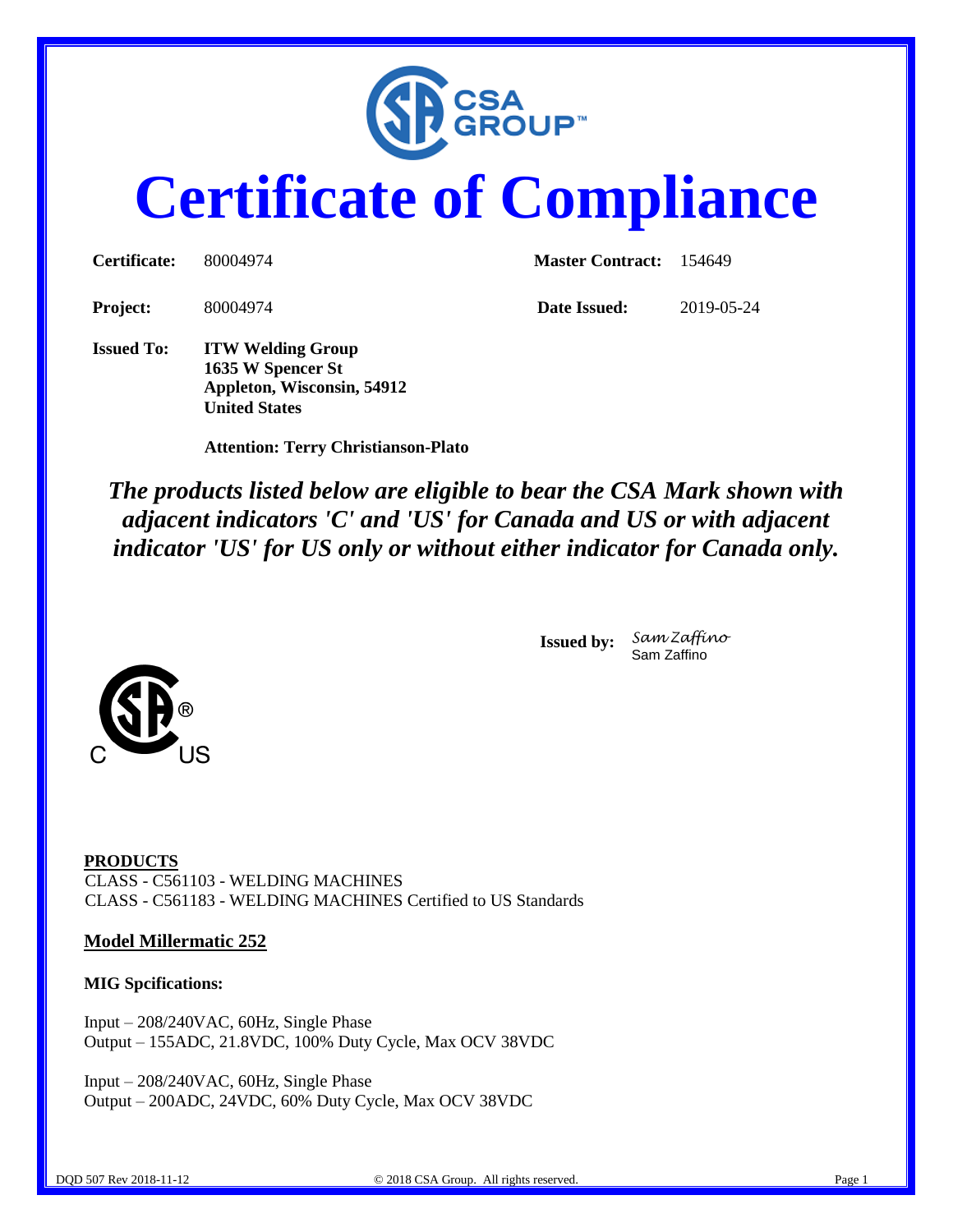CSA GROUP™

# Certificate of Compliance

**Certificate:** 80004974 **Master Contract:** 154649

**Project:** 80004974 **Date Issued:** 2019-05-24

**Issued To:** **ITW Welding Group**
**1635 W Spencer St**
**Appleton, Wisconsin, 54912**
**United States**

**Attention: Terry Christianson-Plato**

***The products listed below are eligible to bear the CSA Mark shown with adjacent indicators 'C' and 'US' for Canada and US or with adjacent indicator 'US' for US only or without either indicator for Canada only.***

**Issued by:** *Sam Zaffino*
Sam Zaffino

C US

**PRODUCTS**
CLASS - C561103 - WELDING MACHINES
CLASS - C561183 - WELDING MACHINES Certified to US Standards

**Model Millermatic 252**

**MIG Spcifications:**

Input – 208/240VAC, 60Hz, Single Phase
Output – 155ADC, 21.8VDC, 100% Duty Cycle, Max OCV 38VDC

Input – 208/240VAC, 60Hz, Single Phase
Output – 200ADC, 24VDC, 60% Duty Cycle, Max OCV 38VDC

DQD 507 Rev 2018-11-12 © 2018 CSA Group. All rights reserved.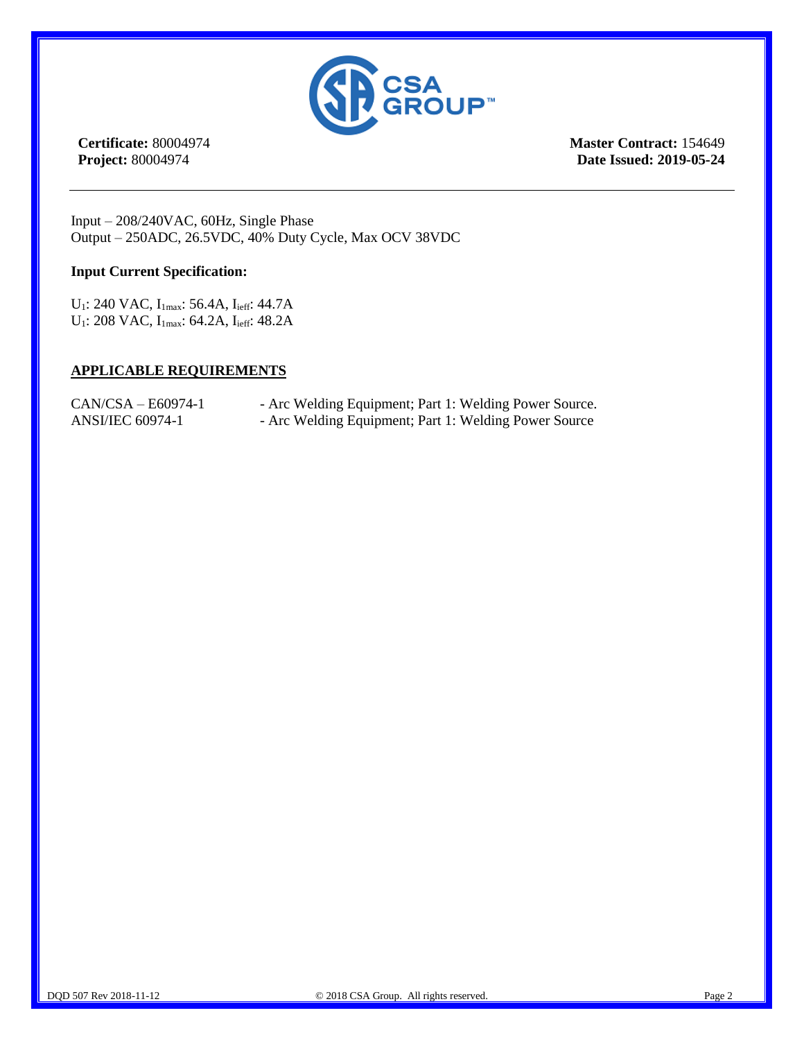**Certificate:** 80004974
**Project:** 80004974

**Master Contract:** 154649
**Date Issued: 2019-05-24**

---

Input – 208/240VAC, 60Hz, Single Phase
Output – 250ADC, 26.5VDC, 40% Duty Cycle, Max OCV 38VDC

**Input Current Specification:**

$U_1$: 240 VAC, $I_{1max}$: 56.4A, $I_{ieff}$: 44.7A
$U_1$: 208 VAC, $I_{1max}$: 64.2A, $I_{ieff}$: 48.2A

## APPLICABLE REQUIREMENTS

| | |
|---|---|
| CAN/CSA – E60974-1 | - Arc Welding Equipment; Part 1: Welding Power Source. |
| ANSI/IEC 60974-1 | - Arc Welding Equipment; Part 1: Welding Power Source |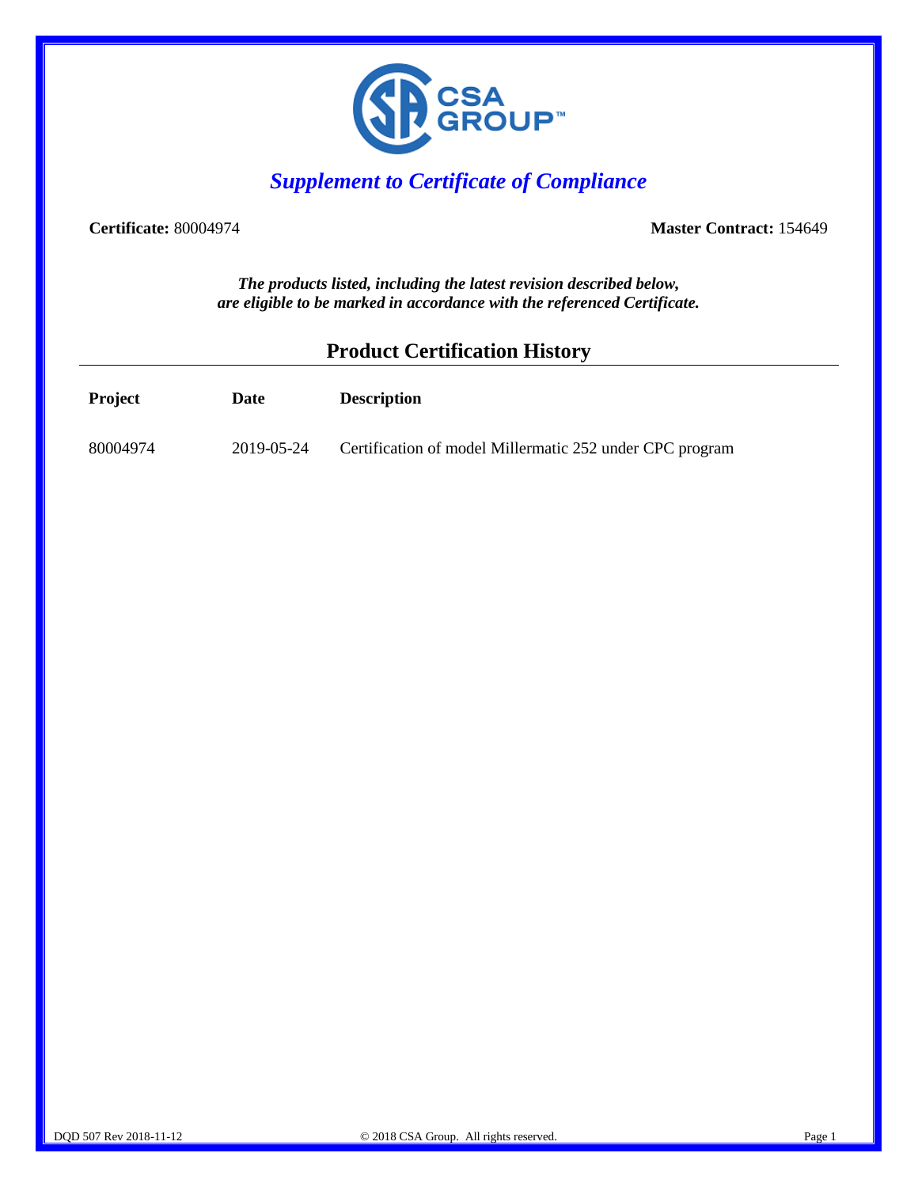# *Supplement to Certificate of Compliance*

**Certificate:** 80004974 **Master Contract:** 154649

***The products listed, including the latest revision described below, are eligible to be marked in accordance with the referenced Certificate.***

## Product Certification History

| Project | Date | Description |
| --- | --- | --- |
| 80004974 | 2019-05-24 | Certification of model Millermatic 252 under CPC program |

DQD 507 Rev 2018-11-12 © 2018 CSA Group. All rights reserved.